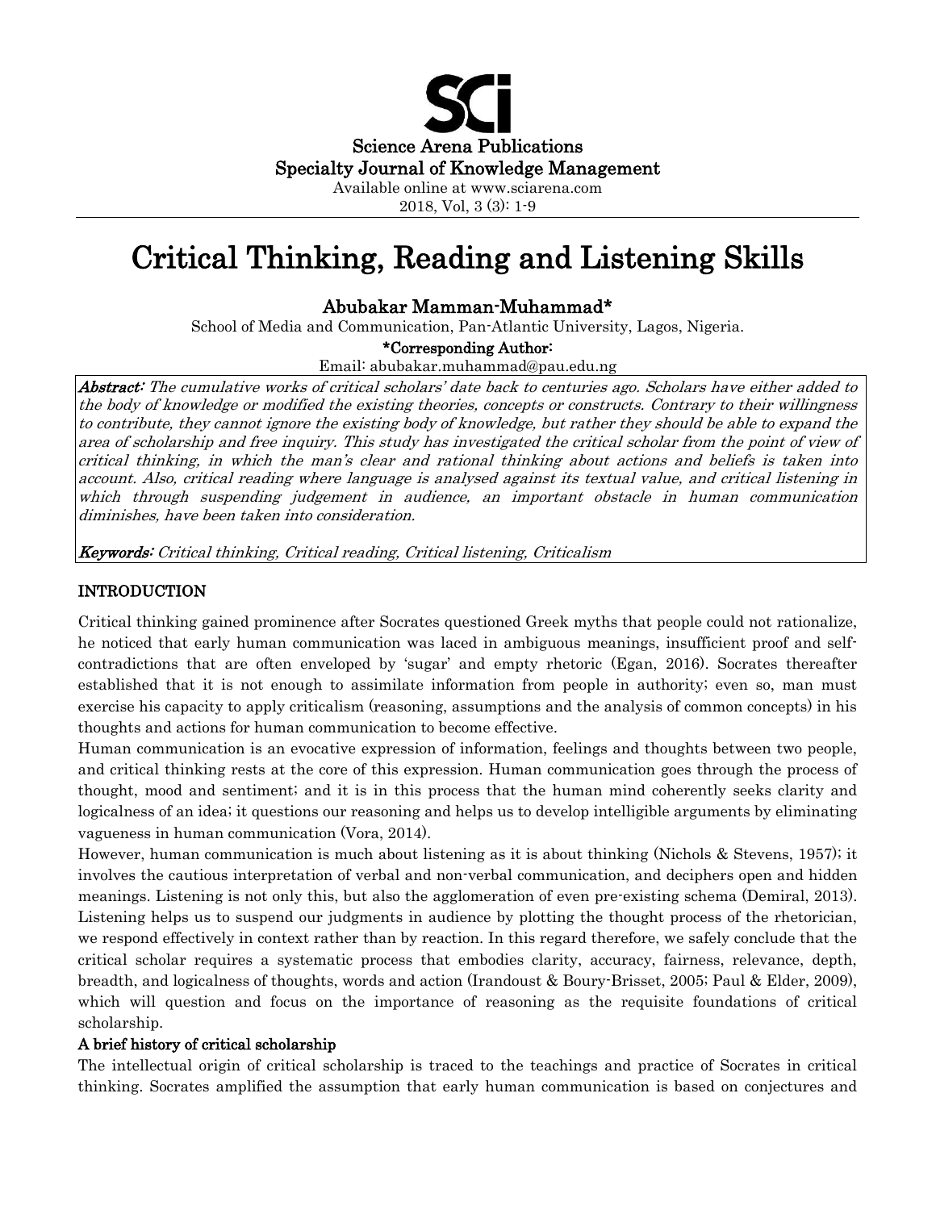Science Arena Publications
Specialty Journal of Knowledge Management

Available online at www.sciarena.com
2018, Vol, 3 (3): 1-9

# Critical Thinking, Reading and Listening Skills

**Abubakar Mamman-Muhammad***

School of Media and Communication, Pan-Atlantic University, Lagos, Nigeria.

***Corresponding Author:**

Email: abubakar.muhammad@pau.edu.ng

***Abstract:*** *The cumulative works of critical scholars' date back to centuries ago. Scholars have either added to the body of knowledge or modified the existing theories, concepts or constructs. Contrary to their willingness to contribute, they cannot ignore the existing body of knowledge, but rather they should be able to expand the area of scholarship and free inquiry. This study has investigated the critical scholar from the point of view of critical thinking, in which the man's clear and rational thinking about actions and beliefs is taken into account. Also, critical reading where language is analysed against its textual value, and critical listening in which through suspending judgement in audience, an important obstacle in human communication diminishes, have been taken into consideration.*

***Keywords:*** *Critical thinking, Critical reading, Critical listening, Criticalism*

## INTRODUCTION

Critical thinking gained prominence after Socrates questioned Greek myths that people could not rationalize, he noticed that early human communication was laced in ambiguous meanings, insufficient proof and self-contradictions that are often enveloped by 'sugar' and empty rhetoric (Egan, 2016). Socrates thereafter established that it is not enough to assimilate information from people in authority; even so, man must exercise his capacity to apply criticalism (reasoning, assumptions and the analysis of common concepts) in his thoughts and actions for human communication to become effective.

Human communication is an evocative expression of information, feelings and thoughts between two people, and critical thinking rests at the core of this expression. Human communication goes through the process of thought, mood and sentiment; and it is in this process that the human mind coherently seeks clarity and logicalness of an idea; it questions our reasoning and helps us to develop intelligible arguments by eliminating vagueness in human communication (Vora, 2014).

However, human communication is much about listening as it is about thinking (Nichols & Stevens, 1957); it involves the cautious interpretation of verbal and non-verbal communication, and deciphers open and hidden meanings. Listening is not only this, but also the agglomeration of even pre-existing schema (Demiral, 2013). Listening helps us to suspend our judgments in audience by plotting the thought process of the rhetorician, we respond effectively in context rather than by reaction. In this regard therefore, we safely conclude that the critical scholar requires a systematic process that embodies clarity, accuracy, fairness, relevance, depth, breadth, and logicalness of thoughts, words and action (Irandoust & Boury-Brisset, 2005; Paul & Elder, 2009), which will question and focus on the importance of reasoning as the requisite foundations of critical scholarship.

### A brief history of critical scholarship

The intellectual origin of critical scholarship is traced to the teachings and practice of Socrates in critical thinking. Socrates amplified the assumption that early human communication is based on conjectures and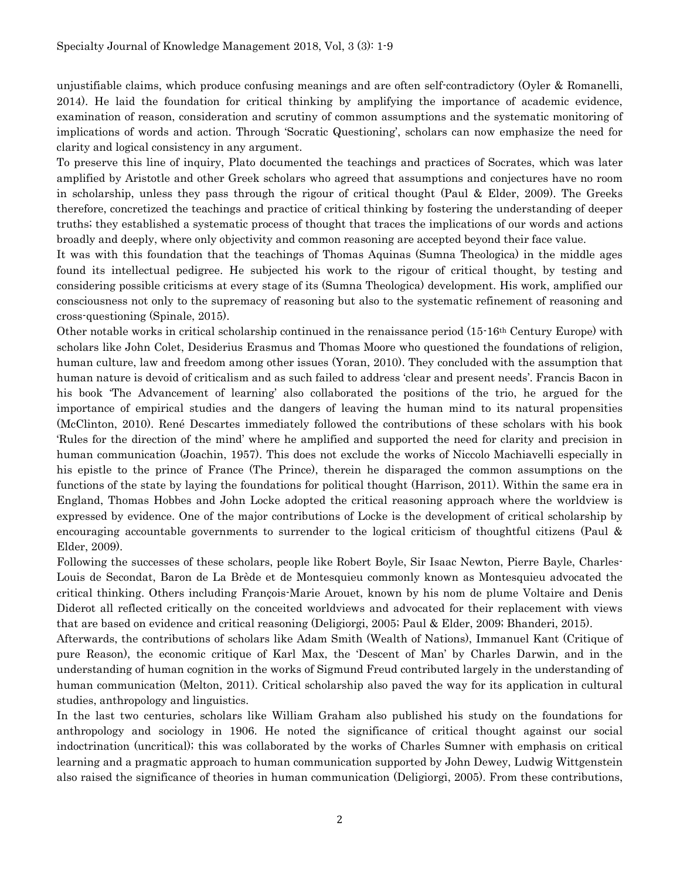unjustifiable claims, which produce confusing meanings and are often self-contradictory (Oyler & Romanelli, 2014). He laid the foundation for critical thinking by amplifying the importance of academic evidence, examination of reason, consideration and scrutiny of common assumptions and the systematic monitoring of implications of words and action. Through 'Socratic Questioning', scholars can now emphasize the need for clarity and logical consistency in any argument.

To preserve this line of inquiry, Plato documented the teachings and practices of Socrates, which was later amplified by Aristotle and other Greek scholars who agreed that assumptions and conjectures have no room in scholarship, unless they pass through the rigour of critical thought (Paul & Elder, 2009). The Greeks therefore, concretized the teachings and practice of critical thinking by fostering the understanding of deeper truths; they established a systematic process of thought that traces the implications of our words and actions broadly and deeply, where only objectivity and common reasoning are accepted beyond their face value.

It was with this foundation that the teachings of Thomas Aquinas (Sumna Theologica) in the middle ages found its intellectual pedigree. He subjected his work to the rigour of critical thought, by testing and considering possible criticisms at every stage of its (Sumna Theologica) development. His work, amplified our consciousness not only to the supremacy of reasoning but also to the systematic refinement of reasoning and cross-questioning (Spinale, 2015).

Other notable works in critical scholarship continued in the renaissance period (15-16th Century Europe) with scholars like John Colet, Desiderius Erasmus and Thomas Moore who questioned the foundations of religion, human culture, law and freedom among other issues (Yoran, 2010). They concluded with the assumption that human nature is devoid of criticalism and as such failed to address 'clear and present needs'. Francis Bacon in his book 'The Advancement of learning' also collaborated the positions of the trio, he argued for the importance of empirical studies and the dangers of leaving the human mind to its natural propensities (McClinton, 2010). René Descartes immediately followed the contributions of these scholars with his book 'Rules for the direction of the mind' where he amplified and supported the need for clarity and precision in human communication (Joachin, 1957). This does not exclude the works of Niccolo Machiavelli especially in his epistle to the prince of France (The Prince), therein he disparaged the common assumptions on the functions of the state by laying the foundations for political thought (Harrison, 2011). Within the same era in England, Thomas Hobbes and John Locke adopted the critical reasoning approach where the worldview is expressed by evidence. One of the major contributions of Locke is the development of critical scholarship by encouraging accountable governments to surrender to the logical criticism of thoughtful citizens (Paul & Elder, 2009).

Following the successes of these scholars, people like Robert Boyle, Sir Isaac Newton, Pierre Bayle, Charles-Louis de Secondat, Baron de La Brède et de Montesquieu commonly known as Montesquieu advocated the critical thinking. Others including François-Marie Arouet, known by his nom de plume Voltaire and Denis Diderot all reflected critically on the conceited worldviews and advocated for their replacement with views that are based on evidence and critical reasoning (Deligiorgi, 2005; Paul & Elder, 2009; Bhanderi, 2015).

Afterwards, the contributions of scholars like Adam Smith (Wealth of Nations), Immanuel Kant (Critique of pure Reason), the economic critique of Karl Max, the 'Descent of Man' by Charles Darwin, and in the understanding of human cognition in the works of Sigmund Freud contributed largely in the understanding of human communication (Melton, 2011). Critical scholarship also paved the way for its application in cultural studies, anthropology and linguistics.

In the last two centuries, scholars like William Graham also published his study on the foundations for anthropology and sociology in 1906. He noted the significance of critical thought against our social indoctrination (uncritical); this was collaborated by the works of Charles Sumner with emphasis on critical learning and a pragmatic approach to human communication supported by John Dewey, Ludwig Wittgenstein also raised the significance of theories in human communication (Deligiorgi, 2005). From these contributions,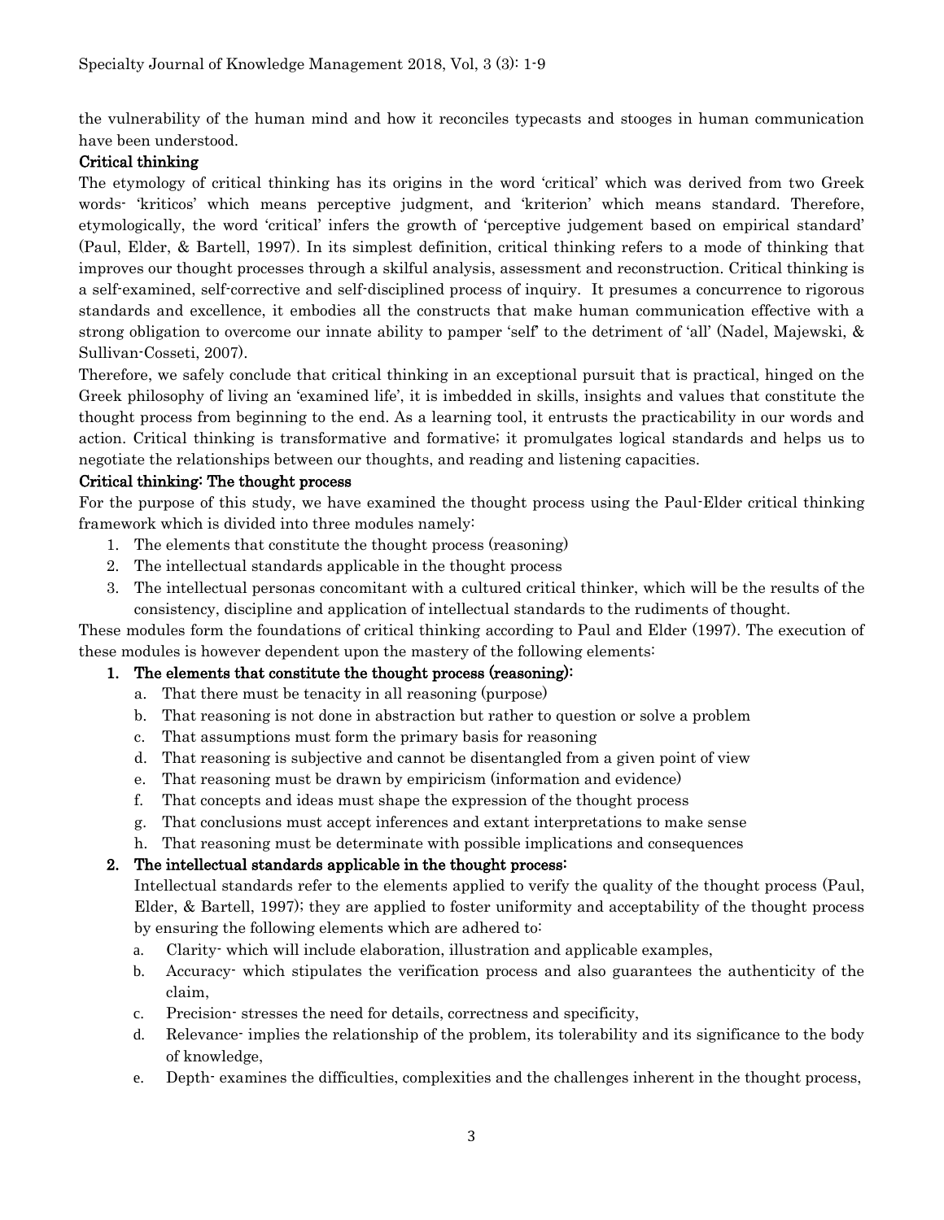the vulnerability of the human mind and how it reconciles typecasts and stooges in human communication have been understood.

## Critical thinking

The etymology of critical thinking has its origins in the word 'critical' which was derived from two Greek words- 'kriticos' which means perceptive judgment, and 'kriterion' which means standard. Therefore, etymologically, the word 'critical' infers the growth of 'perceptive judgement based on empirical standard' (Paul, Elder, & Bartell, 1997). In its simplest definition, critical thinking refers to a mode of thinking that improves our thought processes through a skilful analysis, assessment and reconstruction. Critical thinking is a self-examined, self-corrective and self-disciplined process of inquiry. It presumes a concurrence to rigorous standards and excellence, it embodies all the constructs that make human communication effective with a strong obligation to overcome our innate ability to pamper 'self' to the detriment of 'all' (Nadel, Majewski, & Sullivan-Cosseti, 2007).

Therefore, we safely conclude that critical thinking in an exceptional pursuit that is practical, hinged on the Greek philosophy of living an 'examined life', it is imbedded in skills, insights and values that constitute the thought process from beginning to the end. As a learning tool, it entrusts the practicability in our words and action. Critical thinking is transformative and formative; it promulgates logical standards and helps us to negotiate the relationships between our thoughts, and reading and listening capacities.

## Critical thinking: The thought process

For the purpose of this study, we have examined the thought process using the Paul-Elder critical thinking framework which is divided into three modules namely:

1. The elements that constitute the thought process (reasoning)
2. The intellectual standards applicable in the thought process
3. The intellectual personas concomitant with a cultured critical thinker, which will be the results of the consistency, discipline and application of intellectual standards to the rudiments of thought.

These modules form the foundations of critical thinking according to Paul and Elder (1997). The execution of these modules is however dependent upon the mastery of the following elements:

1. **The elements that constitute the thought process (reasoning):**
   a. That there must be tenacity in all reasoning (purpose)
   b. That reasoning is not done in abstraction but rather to question or solve a problem
   c. That assumptions must form the primary basis for reasoning
   d. That reasoning is subjective and cannot be disentangled from a given point of view
   e. That reasoning must be drawn by empiricism (information and evidence)
   f. That concepts and ideas must shape the expression of the thought process
   g. That conclusions must accept inferences and extant interpretations to make sense
   h. That reasoning must be determinate with possible implications and consequences
2. **The intellectual standards applicable in the thought process:**
   Intellectual standards refer to the elements applied to verify the quality of the thought process (Paul, Elder, & Bartell, 1997); they are applied to foster uniformity and acceptability of the thought process by ensuring the following elements which are adhered to:
   a. Clarity- which will include elaboration, illustration and applicable examples,
   b. Accuracy- which stipulates the verification process and also guarantees the authenticity of the claim,
   c. Precision- stresses the need for details, correctness and specificity,
   d. Relevance- implies the relationship of the problem, its tolerability and its significance to the body of knowledge,
   e. Depth- examines the difficulties, complexities and the challenges inherent in the thought process,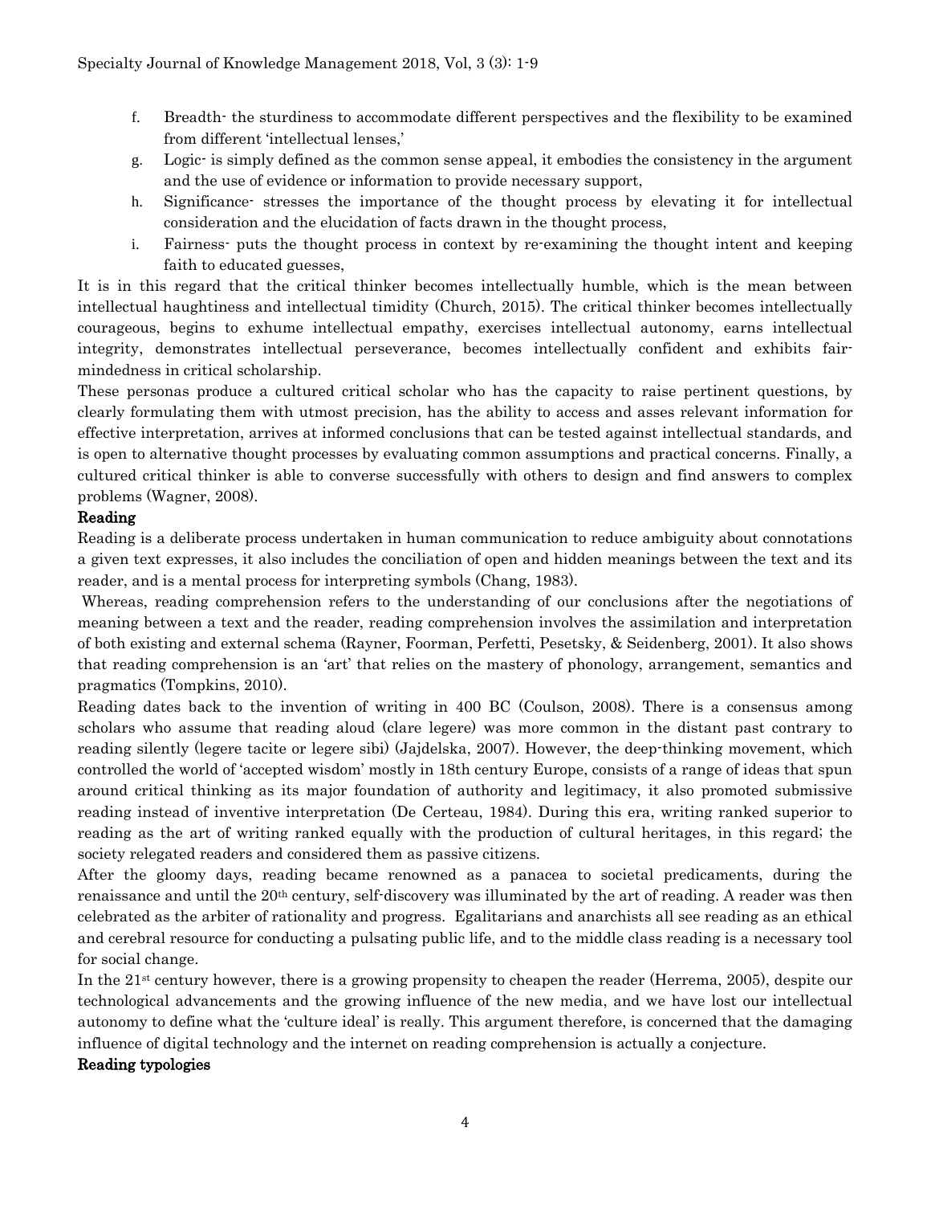f. Breadth- the sturdiness to accommodate different perspectives and the flexibility to be examined from different 'intellectual lenses,'
g. Logic- is simply defined as the common sense appeal, it embodies the consistency in the argument and the use of evidence or information to provide necessary support,
h. Significance- stresses the importance of the thought process by elevating it for intellectual consideration and the elucidation of facts drawn in the thought process,
i. Fairness- puts the thought process in context by re-examining the thought intent and keeping faith to educated guesses,

It is in this regard that the critical thinker becomes intellectually humble, which is the mean between intellectual haughtiness and intellectual timidity (Church, 2015). The critical thinker becomes intellectually courageous, begins to exhume intellectual empathy, exercises intellectual autonomy, earns intellectual integrity, demonstrates intellectual perseverance, becomes intellectually confident and exhibits fair-mindedness in critical scholarship.

These personas produce a cultured critical scholar who has the capacity to raise pertinent questions, by clearly formulating them with utmost precision, has the ability to access and asses relevant information for effective interpretation, arrives at informed conclusions that can be tested against intellectual standards, and is open to alternative thought processes by evaluating common assumptions and practical concerns. Finally, a cultured critical thinker is able to converse successfully with others to design and find answers to complex problems (Wagner, 2008).

**Reading**

Reading is a deliberate process undertaken in human communication to reduce ambiguity about connotations a given text expresses, it also includes the conciliation of open and hidden meanings between the text and its reader, and is a mental process for interpreting symbols (Chang, 1983).

Whereas, reading comprehension refers to the understanding of our conclusions after the negotiations of meaning between a text and the reader, reading comprehension involves the assimilation and interpretation of both existing and external schema (Rayner, Foorman, Perfetti, Pesetsky, & Seidenberg, 2001). It also shows that reading comprehension is an 'art' that relies on the mastery of phonology, arrangement, semantics and pragmatics (Tompkins, 2010).

Reading dates back to the invention of writing in 400 BC (Coulson, 2008). There is a consensus among scholars who assume that reading aloud (clare legere) was more common in the distant past contrary to reading silently (legere tacite or legere sibi) (Jajdelska, 2007). However, the deep-thinking movement, which controlled the world of 'accepted wisdom' mostly in 18th century Europe, consists of a range of ideas that spun around critical thinking as its major foundation of authority and legitimacy, it also promoted submissive reading instead of inventive interpretation (De Certeau, 1984). During this era, writing ranked superior to reading as the art of writing ranked equally with the production of cultural heritages, in this regard; the society relegated readers and considered them as passive citizens.

After the gloomy days, reading became renowned as a panacea to societal predicaments, during the renaissance and until the 20th century, self-discovery was illuminated by the art of reading. A reader was then celebrated as the arbiter of rationality and progress. Egalitarians and anarchists all see reading as an ethical and cerebral resource for conducting a pulsating public life, and to the middle class reading is a necessary tool for social change.

In the 21st century however, there is a growing propensity to cheapen the reader (Herrema, 2005), despite our technological advancements and the growing influence of the new media, and we have lost our intellectual autonomy to define what the 'culture ideal' is really. This argument therefore, is concerned that the damaging influence of digital technology and the internet on reading comprehension is actually a conjecture.

**Reading typologies**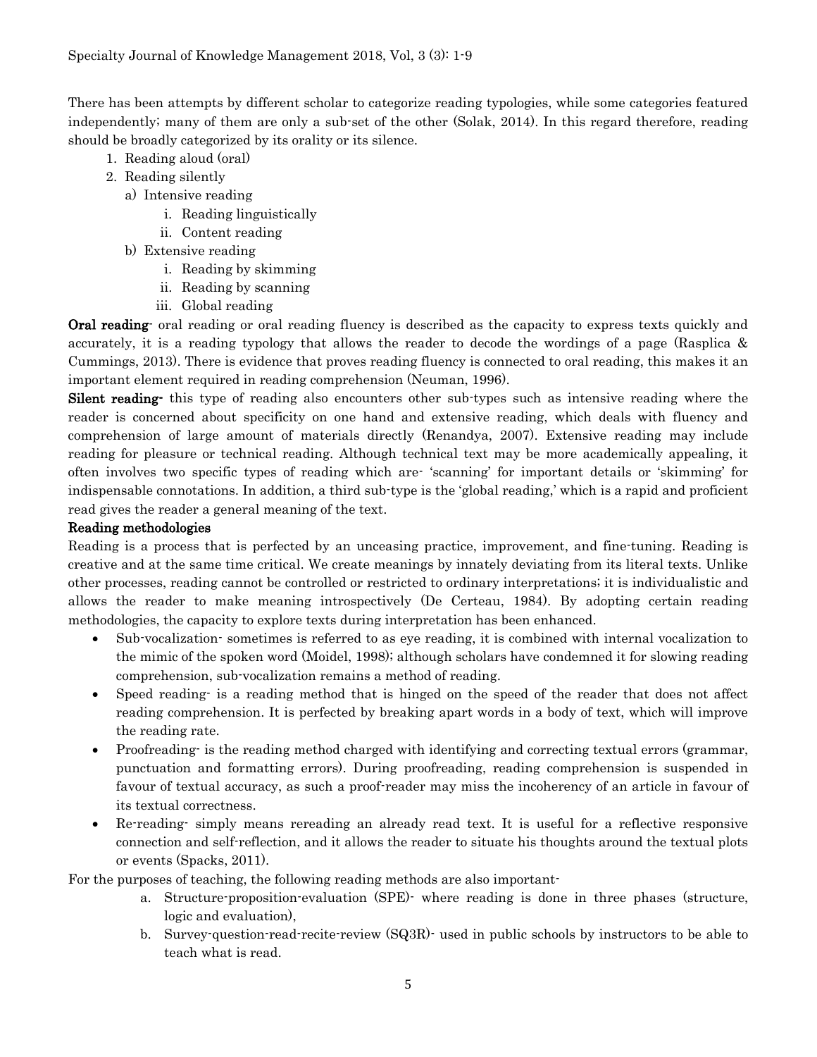There has been attempts by different scholar to categorize reading typologies, while some categories featured independently; many of them are only a sub-set of the other (Solak, 2014). In this regard therefore, reading should be broadly categorized by its orality or its silence.

1. Reading aloud (oral)
2. Reading silently
   - a) Intensive reading
     - i. Reading linguistically
     - ii. Content reading
   - b) Extensive reading
     - i. Reading by skimming
     - ii. Reading by scanning
     - iii. Global reading

**Oral reading**- oral reading or oral reading fluency is described as the capacity to express texts quickly and accurately, it is a reading typology that allows the reader to decode the wordings of a page (Rasplica & Cummings, 2013). There is evidence that proves reading fluency is connected to oral reading, this makes it an important element required in reading comprehension (Neuman, 1996).

**Silent reading**- this type of reading also encounters other sub-types such as intensive reading where the reader is concerned about specificity on one hand and extensive reading, which deals with fluency and comprehension of large amount of materials directly (Renandya, 2007). Extensive reading may include reading for pleasure or technical reading. Although technical text may be more academically appealing, it often involves two specific types of reading which are- 'scanning' for important details or 'skimming' for indispensable connotations. In addition, a third sub-type is the 'global reading,' which is a rapid and proficient read gives the reader a general meaning of the text.

**Reading methodologies**

Reading is a process that is perfected by an unceasing practice, improvement, and fine-tuning. Reading is creative and at the same time critical. We create meanings by innately deviating from its literal texts. Unlike other processes, reading cannot be controlled or restricted to ordinary interpretations; it is individualistic and allows the reader to make meaning introspectively (De Certeau, 1984). By adopting certain reading methodologies, the capacity to explore texts during interpretation has been enhanced.

- Sub-vocalization- sometimes is referred to as eye reading, it is combined with internal vocalization to the mimic of the spoken word (Moidel, 1998); although scholars have condemned it for slowing reading comprehension, sub-vocalization remains a method of reading.
- Speed reading- is a reading method that is hinged on the speed of the reader that does not affect reading comprehension. It is perfected by breaking apart words in a body of text, which will improve the reading rate.
- Proofreading- is the reading method charged with identifying and correcting textual errors (grammar, punctuation and formatting errors). During proofreading, reading comprehension is suspended in favour of textual accuracy, as such a proof-reader may miss the incoherency of an article in favour of its textual correctness.
- Re-reading- simply means rereading an already read text. It is useful for a reflective responsive connection and self-reflection, and it allows the reader to situate his thoughts around the textual plots or events (Spacks, 2011).

For the purposes of teaching, the following reading methods are also important-

- a. Structure-proposition-evaluation (SPE)- where reading is done in three phases (structure, logic and evaluation),
- b. Survey-question-read-recite-review (SQ3R)- used in public schools by instructors to be able to teach what is read.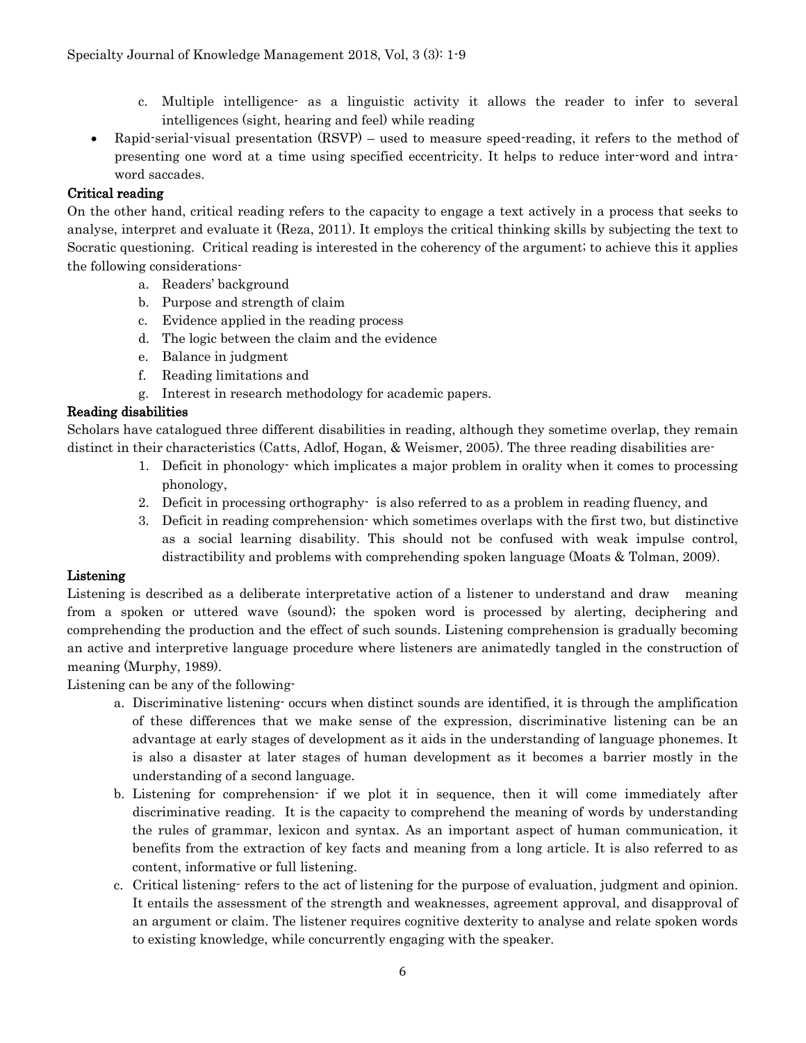c. Multiple intelligence- as a linguistic activity it allows the reader to infer to several intelligences (sight, hearing and feel) while reading

- Rapid-serial-visual presentation (RSVP) – used to measure speed-reading, it refers to the method of presenting one word at a time using specified eccentricity. It helps to reduce inter-word and intra-word saccades.

### Critical reading

On the other hand, critical reading refers to the capacity to engage a text actively in a process that seeks to analyse, interpret and evaluate it (Reza, 2011). It employs the critical thinking skills by subjecting the text to Socratic questioning. Critical reading is interested in the coherency of the argument; to achieve this it applies the following considerations-

a. Readers' background
b. Purpose and strength of claim
c. Evidence applied in the reading process
d. The logic between the claim and the evidence
e. Balance in judgment
f. Reading limitations and
g. Interest in research methodology for academic papers.

### Reading disabilities

Scholars have catalogued three different disabilities in reading, although they sometime overlap, they remain distinct in their characteristics (Catts, Adlof, Hogan, & Weismer, 2005). The three reading disabilities are-

1. Deficit in phonology- which implicates a major problem in orality when it comes to processing phonology,
2. Deficit in processing orthography- is also referred to as a problem in reading fluency, and
3. Deficit in reading comprehension- which sometimes overlaps with the first two, but distinctive as a social learning disability. This should not be confused with weak impulse control, distractibility and problems with comprehending spoken language (Moats & Tolman, 2009).

### Listening

Listening is described as a deliberate interpretative action of a listener to understand and draw meaning from a spoken or uttered wave (sound); the spoken word is processed by alerting, deciphering and comprehending the production and the effect of such sounds. Listening comprehension is gradually becoming an active and interpretive language procedure where listeners are animatedly tangled in the construction of meaning (Murphy, 1989).

Listening can be any of the following-

a. Discriminative listening- occurs when distinct sounds are identified, it is through the amplification of these differences that we make sense of the expression, discriminative listening can be an advantage at early stages of development as it aids in the understanding of language phonemes. It is also a disaster at later stages of human development as it becomes a barrier mostly in the understanding of a second language.
b. Listening for comprehension- if we plot it in sequence, then it will come immediately after discriminative reading. It is the capacity to comprehend the meaning of words by understanding the rules of grammar, lexicon and syntax. As an important aspect of human communication, it benefits from the extraction of key facts and meaning from a long article. It is also referred to as content, informative or full listening.
c. Critical listening- refers to the act of listening for the purpose of evaluation, judgment and opinion. It entails the assessment of the strength and weaknesses, agreement approval, and disapproval of an argument or claim. The listener requires cognitive dexterity to analyse and relate spoken words to existing knowledge, while concurrently engaging with the speaker.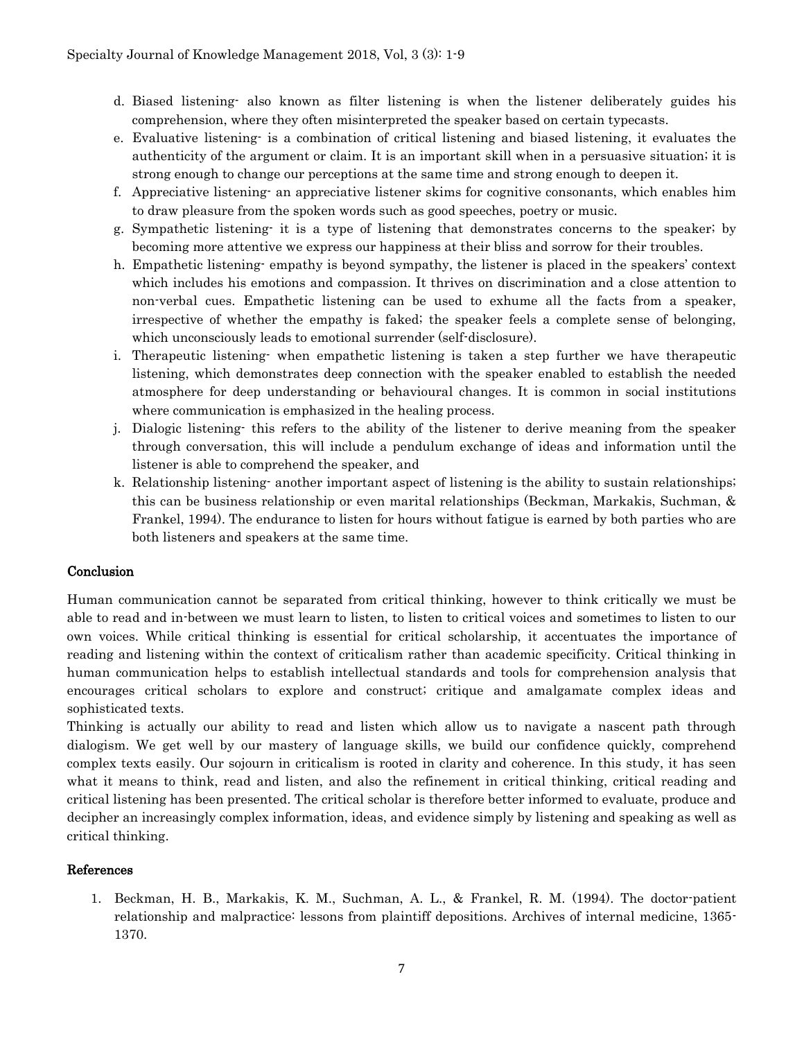d. Biased listening- also known as filter listening is when the listener deliberately guides his comprehension, where they often misinterpreted the speaker based on certain typecasts.

e. Evaluative listening- is a combination of critical listening and biased listening, it evaluates the authenticity of the argument or claim. It is an important skill when in a persuasive situation; it is strong enough to change our perceptions at the same time and strong enough to deepen it.

f. Appreciative listening- an appreciative listener skims for cognitive consonants, which enables him to draw pleasure from the spoken words such as good speeches, poetry or music.

g. Sympathetic listening- it is a type of listening that demonstrates concerns to the speaker; by becoming more attentive we express our happiness at their bliss and sorrow for their troubles.

h. Empathetic listening- empathy is beyond sympathy, the listener is placed in the speakers' context which includes his emotions and compassion. It thrives on discrimination and a close attention to non-verbal cues. Empathetic listening can be used to exhume all the facts from a speaker, irrespective of whether the empathy is faked; the speaker feels a complete sense of belonging, which unconsciously leads to emotional surrender (self-disclosure).

i. Therapeutic listening- when empathetic listening is taken a step further we have therapeutic listening, which demonstrates deep connection with the speaker enabled to establish the needed atmosphere for deep understanding or behavioural changes. It is common in social institutions where communication is emphasized in the healing process.

j. Dialogic listening- this refers to the ability of the listener to derive meaning from the speaker through conversation, this will include a pendulum exchange of ideas and information until the listener is able to comprehend the speaker, and

k. Relationship listening- another important aspect of listening is the ability to sustain relationships; this can be business relationship or even marital relationships (Beckman, Markakis, Suchman, & Frankel, 1994). The endurance to listen for hours without fatigue is earned by both parties who are both listeners and speakers at the same time.

## Conclusion

Human communication cannot be separated from critical thinking, however to think critically we must be able to read and in-between we must learn to listen, to listen to critical voices and sometimes to listen to our own voices. While critical thinking is essential for critical scholarship, it accentuates the importance of reading and listening within the context of criticalism rather than academic specificity. Critical thinking in human communication helps to establish intellectual standards and tools for comprehension analysis that encourages critical scholars to explore and construct; critique and amalgamate complex ideas and sophisticated texts.

Thinking is actually our ability to read and listen which allow us to navigate a nascent path through dialogism. We get well by our mastery of language skills, we build our confidence quickly, comprehend complex texts easily. Our sojourn in criticalism is rooted in clarity and coherence. In this study, it has seen what it means to think, read and listen, and also the refinement in critical thinking, critical reading and critical listening has been presented. The critical scholar is therefore better informed to evaluate, produce and decipher an increasingly complex information, ideas, and evidence simply by listening and speaking as well as critical thinking.

## References

1. Beckman, H. B., Markakis, K. M., Suchman, A. L., & Frankel, R. M. (1994). The doctor-patient relationship and malpractice: lessons from plaintiff depositions. Archives of internal medicine, 1365-1370.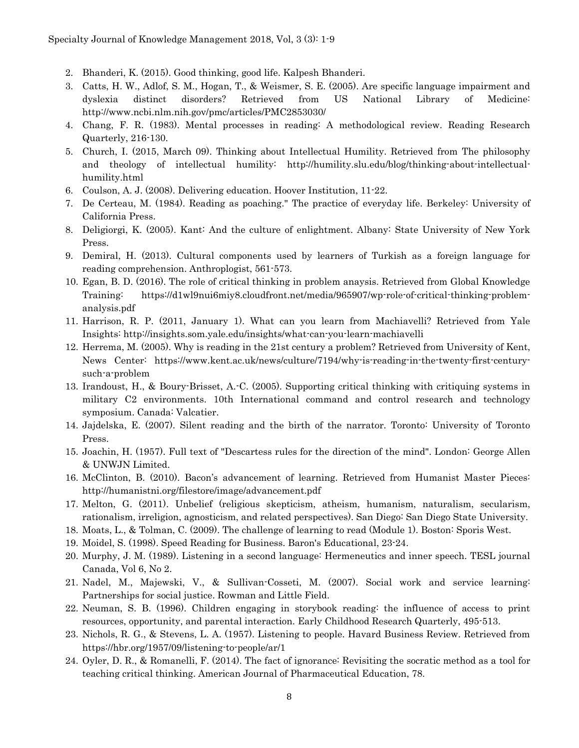2. Bhanderi, K. (2015). Good thinking, good life. Kalpesh Bhanderi.
3. Catts, H. W., Adlof, S. M., Hogan, T., & Weismer, S. E. (2005). Are specific language impairment and dyslexia distinct disorders? Retrieved from US National Library of Medicine: http://www.ncbi.nlm.nih.gov/pmc/articles/PMC2853030/
4. Chang, F. R. (1983). Mental processes in reading: A methodological review. Reading Research Quarterly, 216-130.
5. Church, I. (2015, March 09). Thinking about Intellectual Humility. Retrieved from The philosophy and theology of intellectual humility: http://humility.slu.edu/blog/thinking-about-intellectual-humility.html
6. Coulson, A. J. (2008). Delivering education. Hoover Institution, 11-22.
7. De Certeau, M. (1984). Reading as poaching." The practice of everyday life. Berkeley: University of California Press.
8. Deligiorgi, K. (2005). Kant: And the culture of enlightment. Albany: State University of New York Press.
9. Demiral, H. (2013). Cultural components used by learners of Turkish as a foreign language for reading comprehension. Anthroplogist, 561-573.
10. Egan, B. D. (2016). The role of critical thinking in problem anaysis. Retrieved from Global Knowledge Training: https://d1wl9nui6miy8.cloudfront.net/media/965907/wp-role-of-critical-thinking-problem-analysis.pdf
11. Harrison, R. P. (2011, January 1). What can you learn from Machiavelli? Retrieved from Yale Insights: http://insights.som.yale.edu/insights/what-can-you-learn-machiavelli
12. Herrema, M. (2005). Why is reading in the 21st century a problem? Retrieved from University of Kent, News Center: https://www.kent.ac.uk/news/culture/7194/why-is-reading-in-the-twenty-first-century-such-a-problem
13. Irandoust, H., & Boury-Brisset, A.-C. (2005). Supporting critical thinking with critiquing systems in military C2 environments. 10th International command and control research and technology symposium. Canada: Valcatier.
14. Jajdelska, E. (2007). Silent reading and the birth of the narrator. Toronto: University of Toronto Press.
15. Joachin, H. (1957). Full text of "Descartess rules for the direction of the mind". London: George Allen & UNWJN Limited.
16. McClinton, B. (2010). Bacon's advancement of learning. Retrieved from Humanist Master Pieces: http://humanistni.org/filestore/image/advancement.pdf
17. Melton, G. (2011). Unbelief (religious skepticism, atheism, humanism, naturalism, secularism, rationalism, irreligion, agnosticism, and related perspectives). San Diego: San Diego State University.
18. Moats, L., & Tolman, C. (2009). The challenge of learning to read (Module 1). Boston: Sporis West.
19. Moidel, S. (1998). Speed Reading for Business. Baron's Educational, 23-24.
20. Murphy, J. M. (1989). Listening in a second language: Hermeneutics and inner speech. TESL journal Canada, Vol 6, No 2.
21. Nadel, M., Majewski, V., & Sullivan-Cosseti, M. (2007). Social work and service learning: Partnerships for social justice. Rowman and Little Field.
22. Neuman, S. B. (1996). Children engaging in storybook reading: the influence of access to print resources, opportunity, and parental interaction. Early Childhood Research Quarterly, 495-513.
23. Nichols, R. G., & Stevens, L. A. (1957). Listening to people. Havard Business Review. Retrieved from https://hbr.org/1957/09/listening-to-people/ar/1
24. Oyler, D. R., & Romanelli, F. (2014). The fact of ignorance: Revisiting the socratic method as a tool for teaching critical thinking. American Journal of Pharmaceutical Education, 78.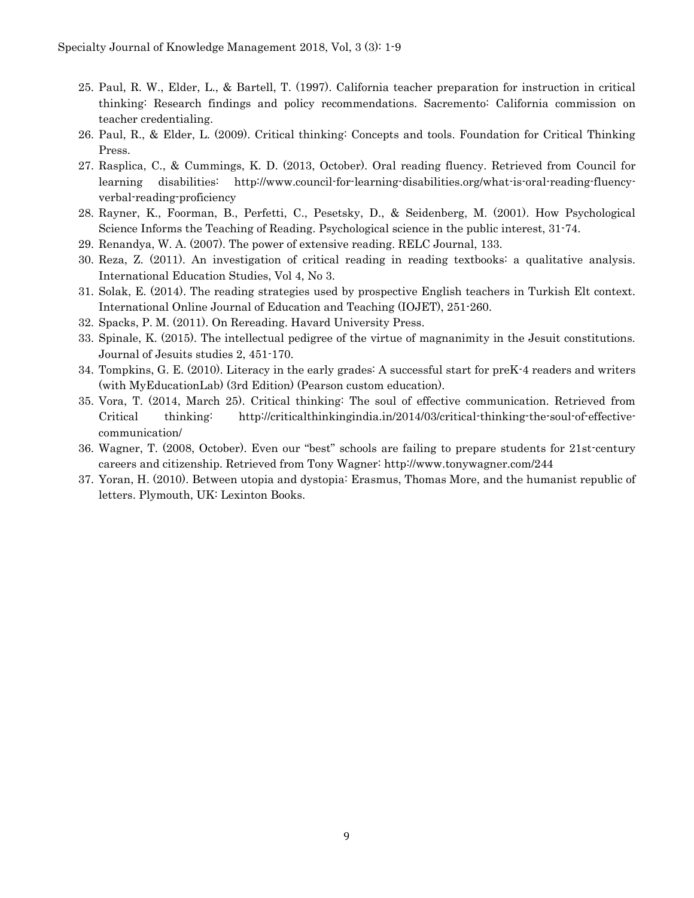25. Paul, R. W., Elder, L., & Bartell, T. (1997). California teacher preparation for instruction in critical thinking: Research findings and policy recommendations. Sacremento: California commission on teacher credentialing.
26. Paul, R., & Elder, L. (2009). Critical thinking: Concepts and tools. Foundation for Critical Thinking Press.
27. Rasplica, C., & Cummings, K. D. (2013, October). Oral reading fluency. Retrieved from Council for learning disabilities: http://www.council-for-learning-disabilities.org/what-is-oral-reading-fluency-verbal-reading-proficiency
28. Rayner, K., Foorman, B., Perfetti, C., Pesetsky, D., & Seidenberg, M. (2001). How Psychological Science Informs the Teaching of Reading. Psychological science in the public interest, 31-74.
29. Renandya, W. A. (2007). The power of extensive reading. RELC Journal, 133.
30. Reza, Z. (2011). An investigation of critical reading in reading textbooks: a qualitative analysis. International Education Studies, Vol 4, No 3.
31. Solak, E. (2014). The reading strategies used by prospective English teachers in Turkish Elt context. International Online Journal of Education and Teaching (IOJET), 251-260.
32. Spacks, P. M. (2011). On Rereading. Havard University Press.
33. Spinale, K. (2015). The intellectual pedigree of the virtue of magnanimity in the Jesuit constitutions. Journal of Jesuits studies 2, 451-170.
34. Tompkins, G. E. (2010). Literacy in the early grades: A successful start for preK-4 readers and writers (with MyEducationLab) (3rd Edition) (Pearson custom education).
35. Vora, T. (2014, March 25). Critical thinking: The soul of effective communication. Retrieved from Critical thinking: http://criticalthinkingindia.in/2014/03/critical-thinking-the-soul-of-effective-communication/
36. Wagner, T. (2008, October). Even our "best" schools are failing to prepare students for 21st-century careers and citizenship. Retrieved from Tony Wagner: http://www.tonywagner.com/244
37. Yoran, H. (2010). Between utopia and dystopia: Erasmus, Thomas More, and the humanist republic of letters. Plymouth, UK: Lexinton Books.